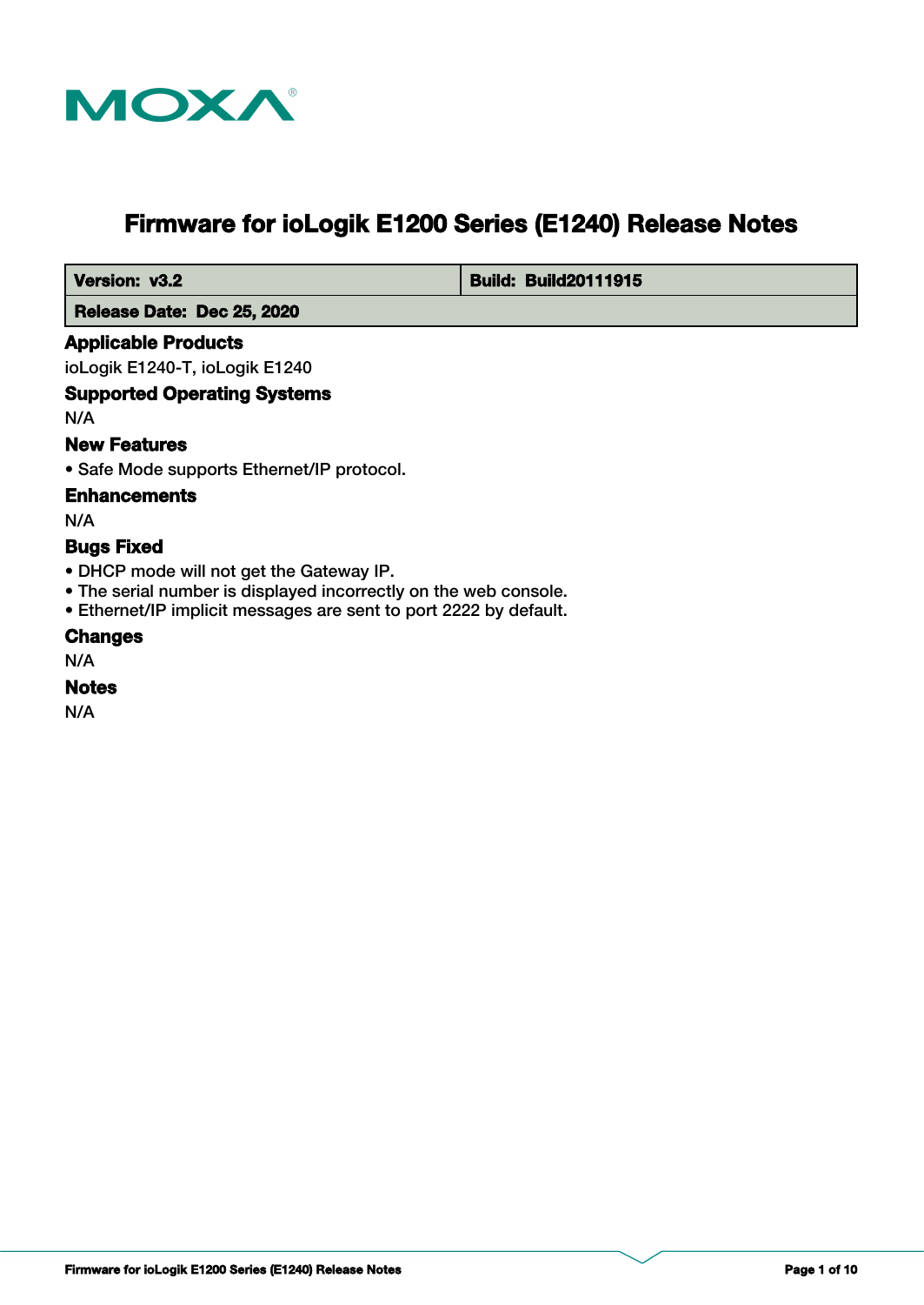# Firmware for ioLogik E1200 Series (E1240) Release Notes

| **Version: v3.2** | **Build: Build20111915** |
|---|---|
| **Release Date: Dec 25, 2020** | |

## Applicable Products

ioLogik E1240-T, ioLogik E1240

## Supported Operating Systems

N/A

## New Features

- Safe Mode supports Ethernet/IP protocol.

## Enhancements

N/A

## Bugs Fixed

- DHCP mode will not get the Gateway IP.
- The serial number is displayed incorrectly on the web console.
- Ethernet/IP implicit messages are sent to port 2222 by default.

## Changes

N/A

## Notes

N/A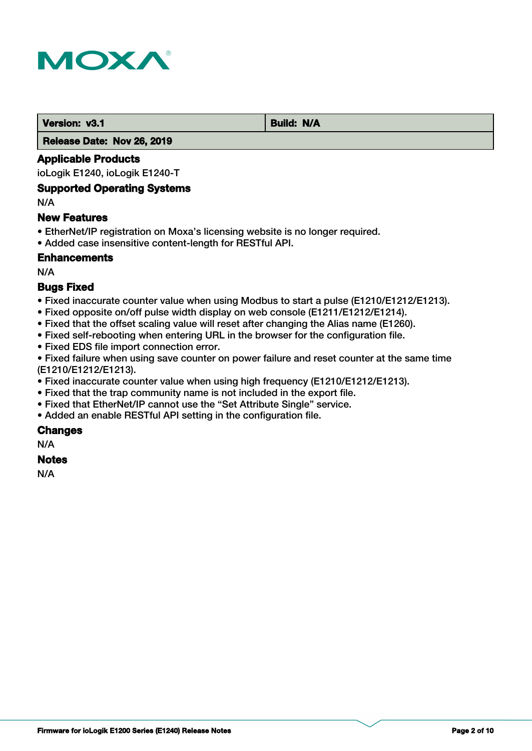| Version: v3.1 | Build: N/A |
| --- | --- |
| Release Date: Nov 26, 2019 | |

### Applicable Products

ioLogik E1240, ioLogik E1240-T

### Supported Operating Systems

N/A

### New Features

- EtherNet/IP registration on Moxa's licensing website is no longer required.
- Added case insensitive content-length for RESTful API.

### Enhancements

N/A

### Bugs Fixed

- Fixed inaccurate counter value when using Modbus to start a pulse (E1210/E1212/E1213).
- Fixed opposite on/off pulse width display on web console (E1211/E1212/E1214).
- Fixed that the offset scaling value will reset after changing the Alias name (E1260).
- Fixed self-rebooting when entering URL in the browser for the configuration file.
- Fixed EDS file import connection error.
- Fixed failure when using save counter on power failure and reset counter at the same time (E1210/E1212/E1213).
- Fixed inaccurate counter value when using high frequency (E1210/E1212/E1213).
- Fixed that the trap community name is not included in the export file.
- Fixed that EtherNet/IP cannot use the "Set Attribute Single" service.
- Added an enable RESTful API setting in the configuration file.

### Changes

N/A

### Notes

N/A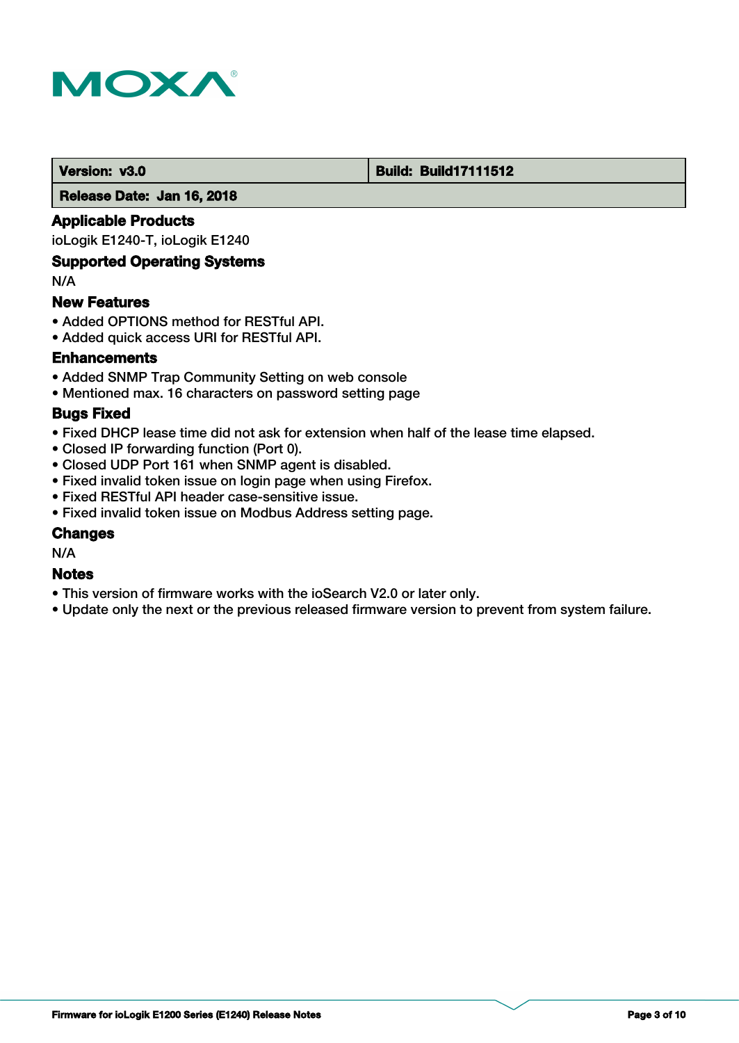| Version: v3.0 | Build: Build17111512 |
| --- | --- |
| Release Date: Jan 16, 2018 | |

### Applicable Products

ioLogik E1240-T, ioLogik E1240

### Supported Operating Systems

N/A

### New Features

- Added OPTIONS method for RESTful API.
- Added quick access URI for RESTful API.

### Enhancements

- Added SNMP Trap Community Setting on web console
- Mentioned max. 16 characters on password setting page

### Bugs Fixed

- Fixed DHCP lease time did not ask for extension when half of the lease time elapsed.
- Closed IP forwarding function (Port 0).
- Closed UDP Port 161 when SNMP agent is disabled.
- Fixed invalid token issue on login page when using Firefox.
- Fixed RESTful API header case-sensitive issue.
- Fixed invalid token issue on Modbus Address setting page.

### Changes

N/A

### Notes

- This version of firmware works with the ioSearch V2.0 or later only.
- Update only the next or the previous released firmware version to prevent from system failure.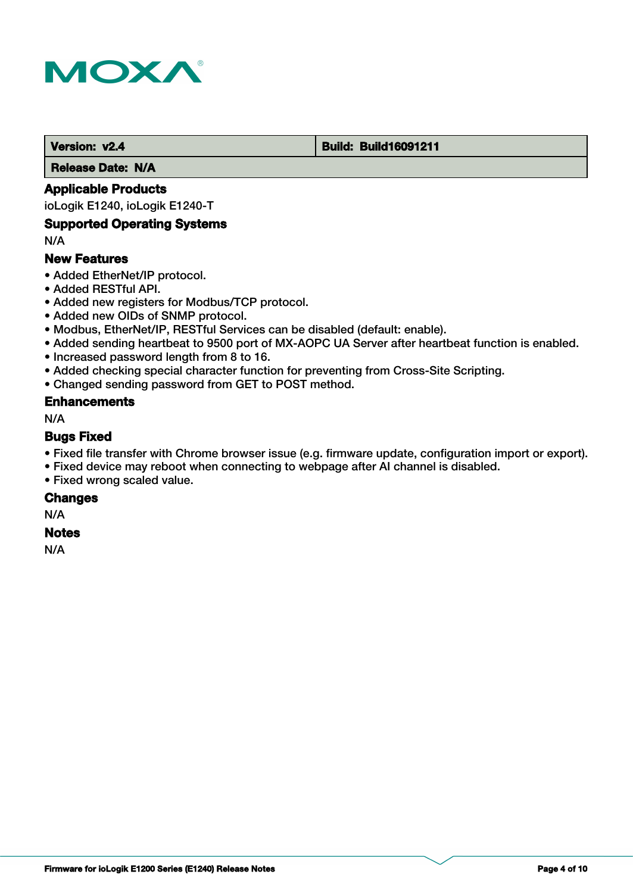| Version: v2.4 | Build: Build16091211 |
| --- | --- |
| Release Date: N/A | |

## Applicable Products

ioLogik E1240, ioLogik E1240-T

## Supported Operating Systems

N/A

## New Features

- Added EtherNet/IP protocol.
- Added RESTful API.
- Added new registers for Modbus/TCP protocol.
- Added new OIDs of SNMP protocol.
- Modbus, EtherNet/IP, RESTful Services can be disabled (default: enable).
- Added sending heartbeat to 9500 port of MX-AOPC UA Server after heartbeat function is enabled.
- Increased password length from 8 to 16.
- Added checking special character function for preventing from Cross-Site Scripting.
- Changed sending password from GET to POST method.

## Enhancements

N/A

## Bugs Fixed

- Fixed file transfer with Chrome browser issue (e.g. firmware update, configuration import or export).
- Fixed device may reboot when connecting to webpage after AI channel is disabled.
- Fixed wrong scaled value.

## Changes

N/A

## Notes

N/A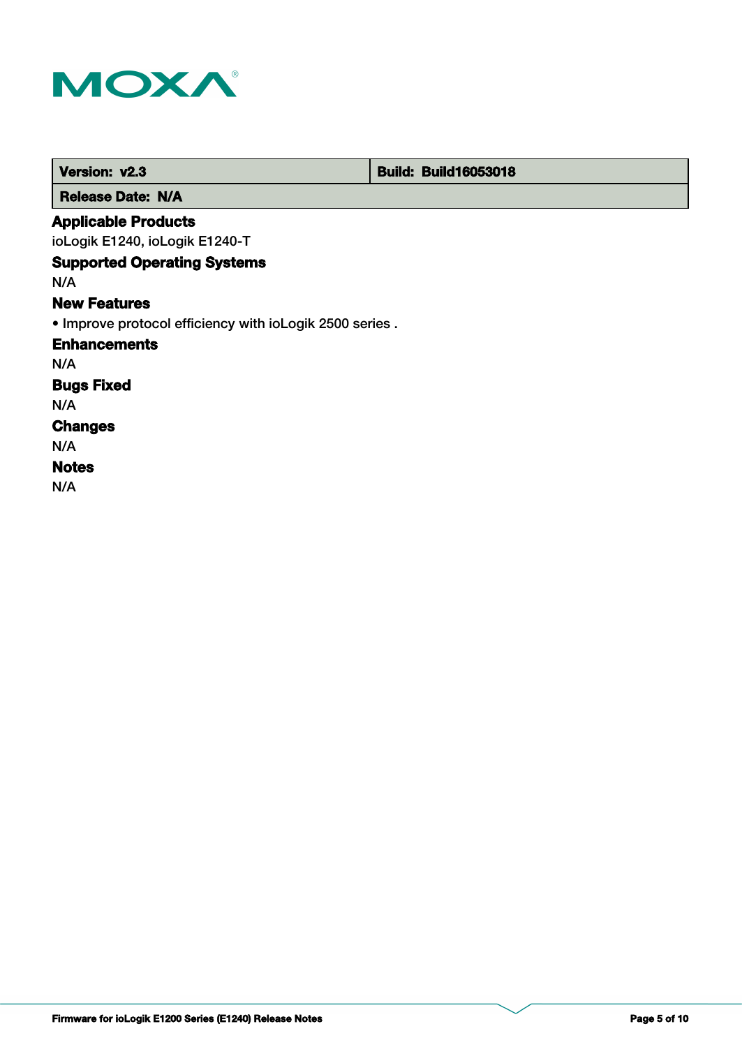| Version: v2.3 | Build: Build16053018 |
| --- | --- |
| Release Date: N/A | |

### Applicable Products

ioLogik E1240, ioLogik E1240-T

### Supported Operating Systems

N/A

### New Features

• Improve protocol efficiency with ioLogik 2500 series .

### Enhancements

N/A

### Bugs Fixed

N/A

### Changes

N/A

### Notes

N/A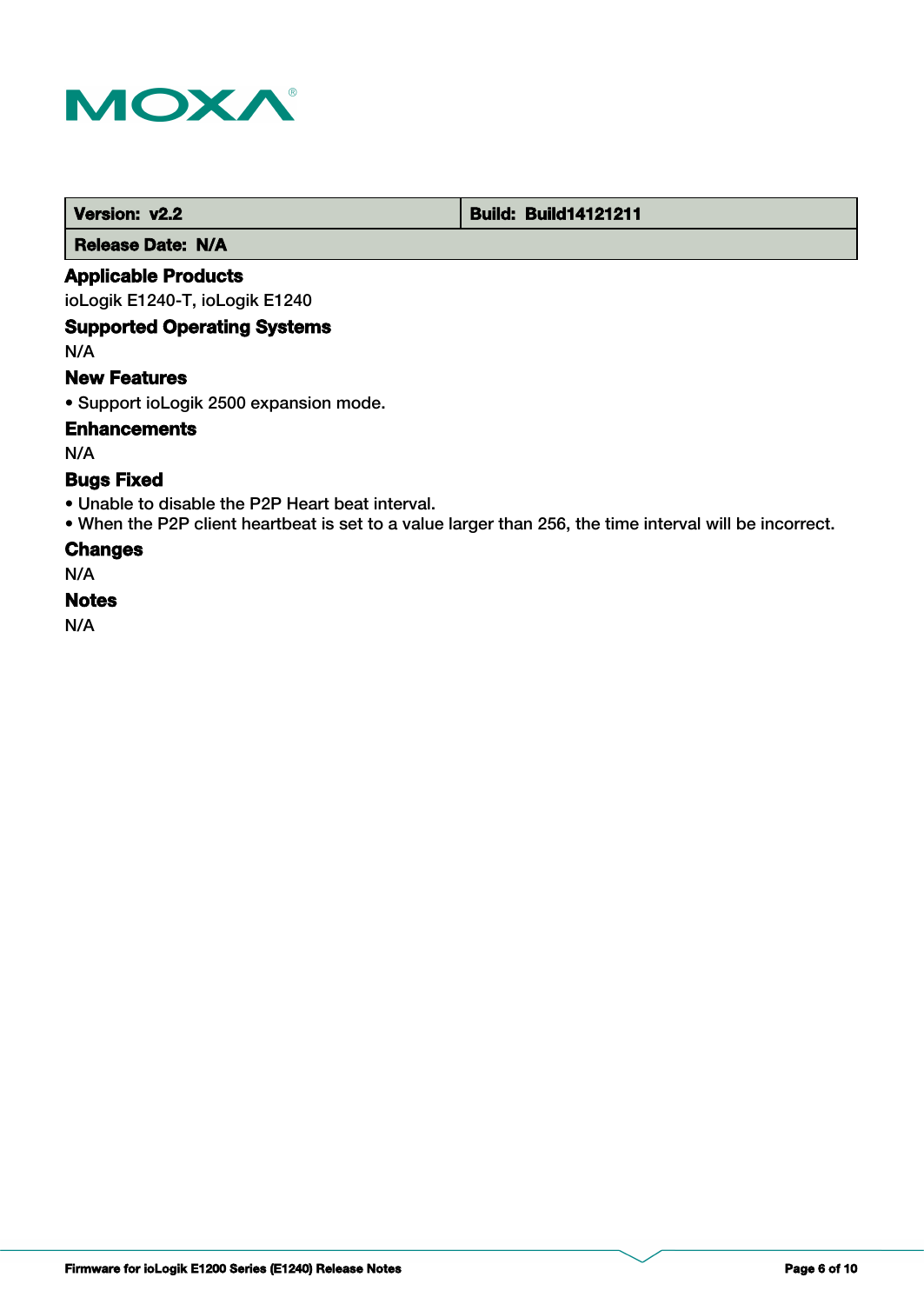| Version: v2.2 | Build: Build14121211 |
| --- | --- |
| Release Date: N/A | |

### Applicable Products

ioLogik E1240-T, ioLogik E1240

### Supported Operating Systems

N/A

### New Features

- Support ioLogik 2500 expansion mode.

### Enhancements

N/A

### Bugs Fixed

- Unable to disable the P2P Heart beat interval.
- When the P2P client heartbeat is set to a value larger than 256, the time interval will be incorrect.

### Changes

N/A

### Notes

N/A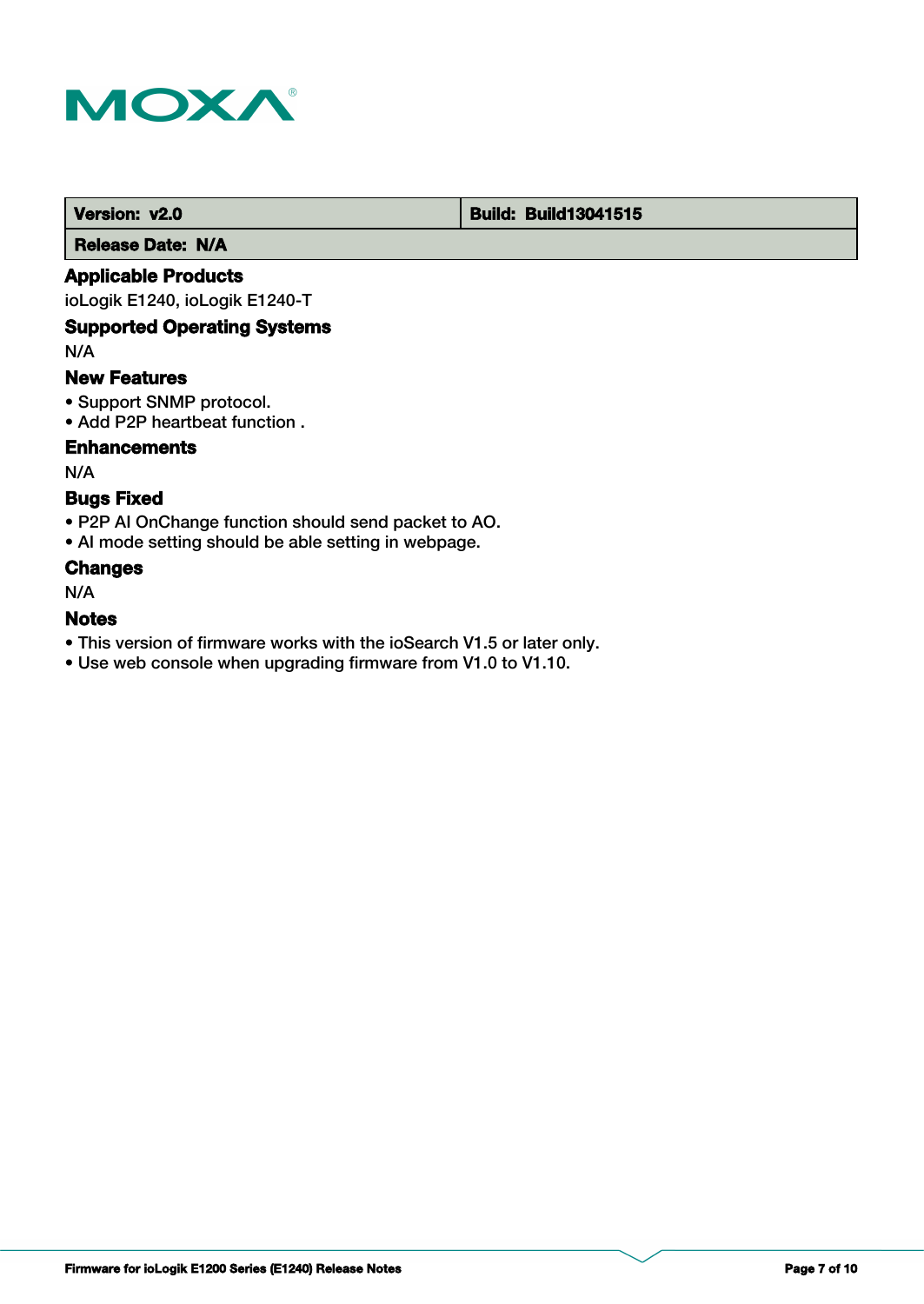| Version: v2.0 | Build: Build13041515 |
| --- | --- |
| Release Date: N/A | |

### Applicable Products

ioLogik E1240, ioLogik E1240-T

### Supported Operating Systems

N/A

### New Features

- Support SNMP protocol.
- Add P2P heartbeat function .

### Enhancements

N/A

### Bugs Fixed

- P2P AI OnChange function should send packet to AO.
- AI mode setting should be able setting in webpage.

### Changes

N/A

### Notes

- This version of firmware works with the ioSearch V1.5 or later only.
- Use web console when upgrading firmware from V1.0 to V1.10.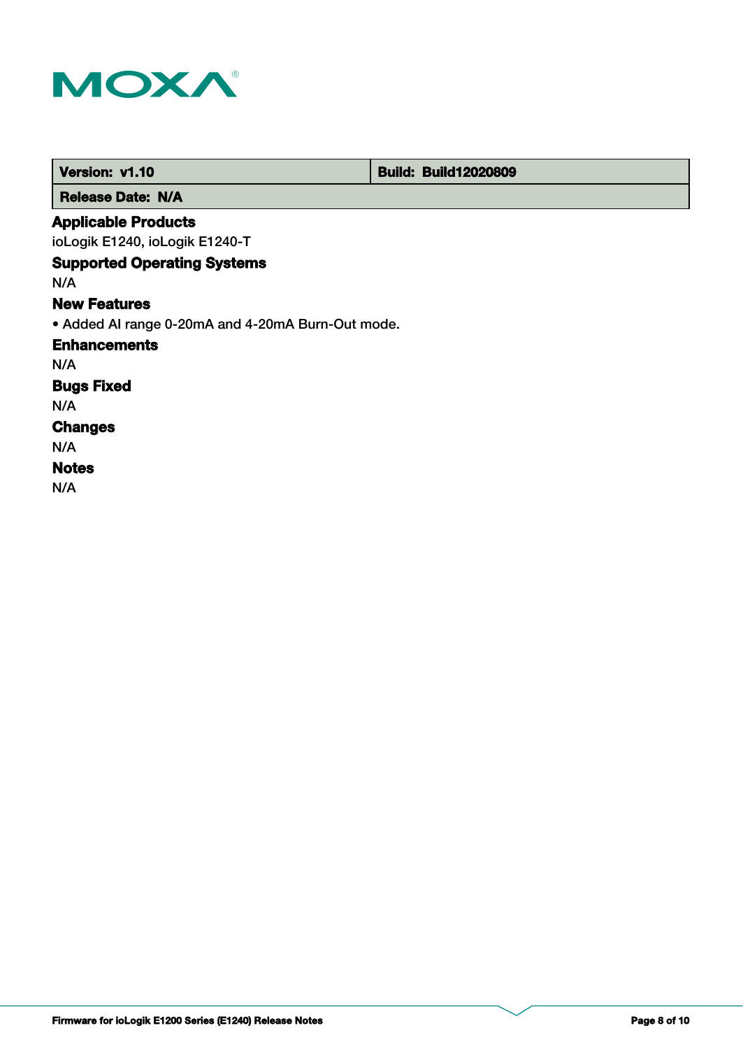| Version: v1.10 | Build: Build12020809 |
| --- | --- |
| Release Date: N/A | |

### Applicable Products

ioLogik E1240, ioLogik E1240-T

### Supported Operating Systems

N/A

### New Features

• Added AI range 0-20mA and 4-20mA Burn-Out mode.

### Enhancements

N/A

### Bugs Fixed

N/A

### Changes

N/A

### Notes

N/A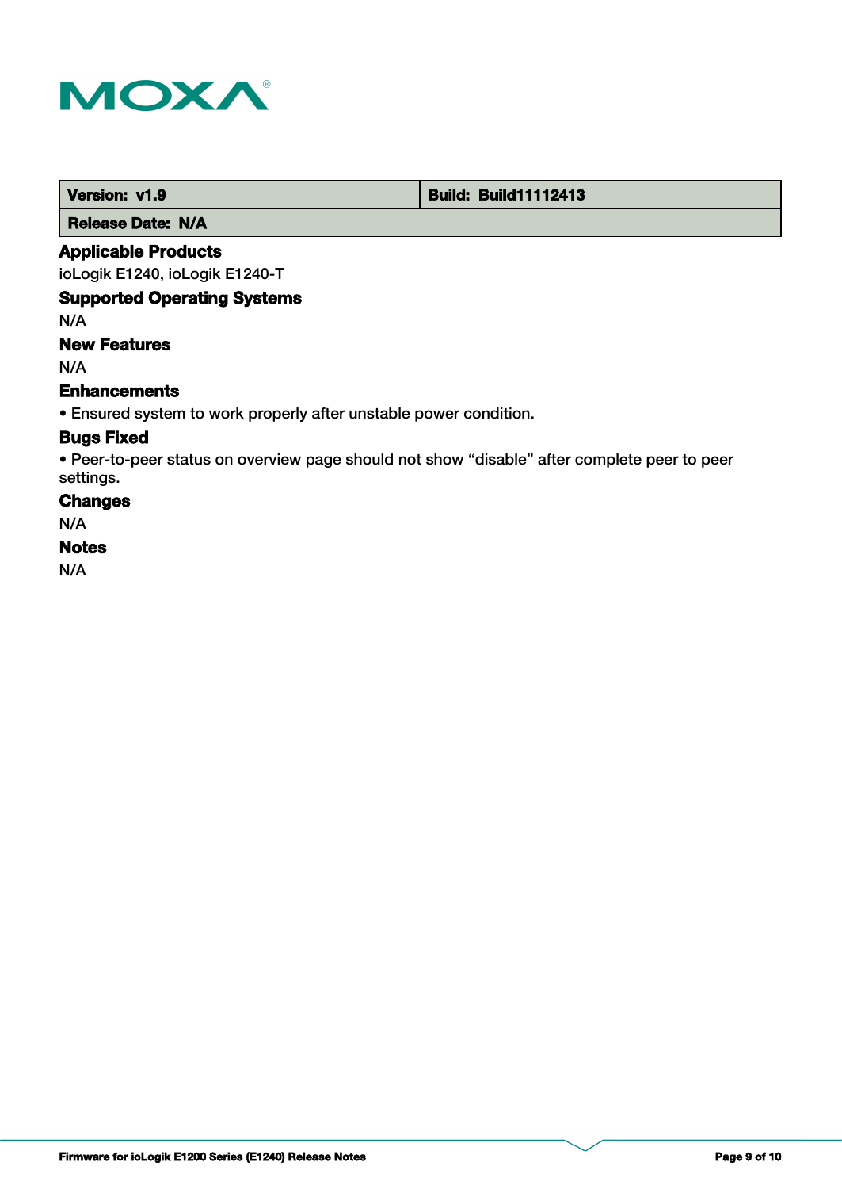| Version: v1.9 | Build: Build11112413 |
|---|---|
| Release Date: N/A | |

### Applicable Products

ioLogik E1240, ioLogik E1240-T

### Supported Operating Systems

N/A

### New Features

N/A

### Enhancements

• Ensured system to work properly after unstable power condition.

### Bugs Fixed

• Peer-to-peer status on overview page should not show “disable” after complete peer to peer settings.

### Changes

N/A

### Notes

N/A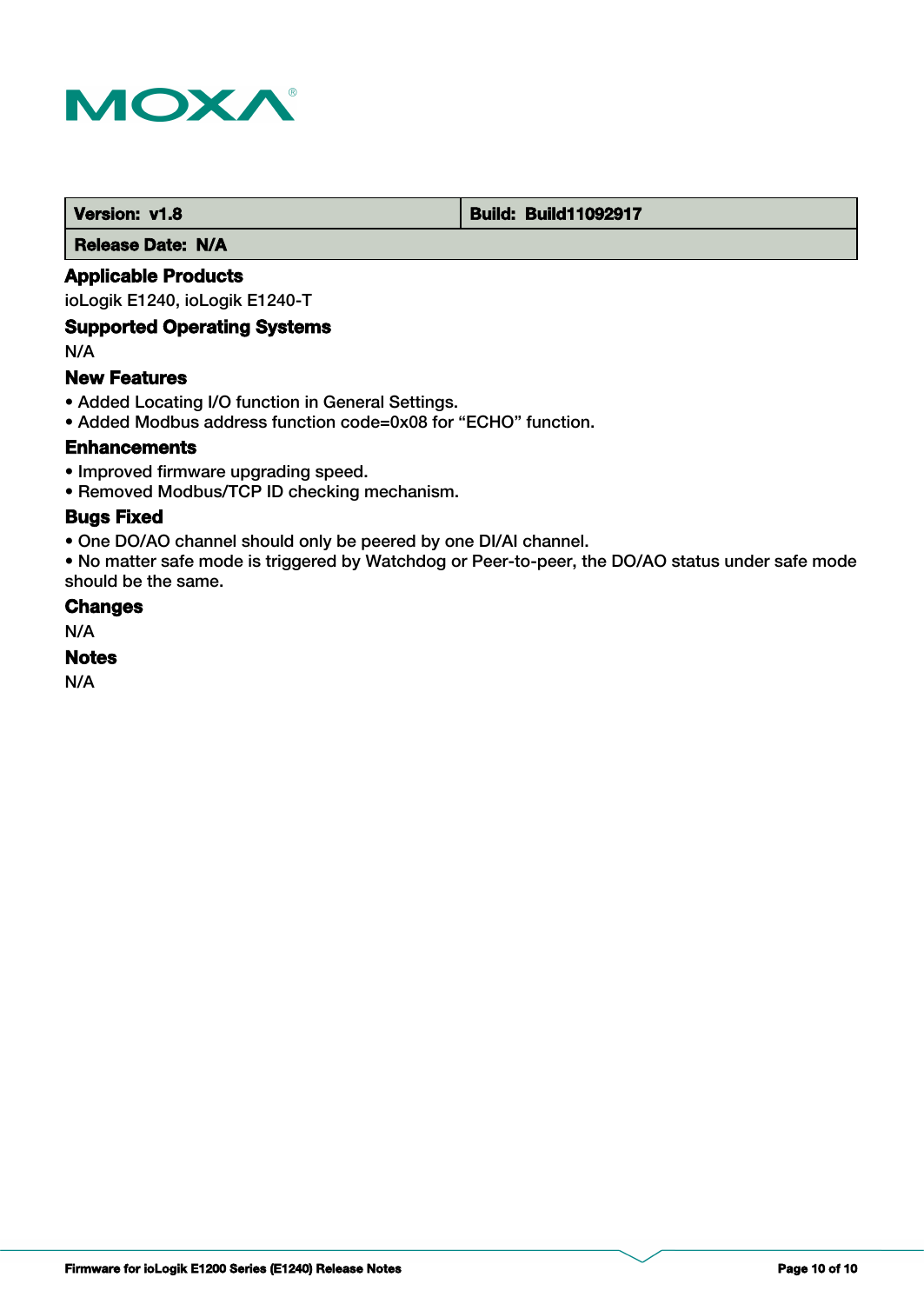| Version: v1.8 | Build: Build11092917 |
| --- | --- |
| Release Date: N/A | |

### Applicable Products

ioLogik E1240, ioLogik E1240-T

### Supported Operating Systems

N/A

### New Features

- Added Locating I/O function in General Settings.
- Added Modbus address function code=0x08 for “ECHO” function.

### Enhancements

- Improved firmware upgrading speed.
- Removed Modbus/TCP ID checking mechanism.

### Bugs Fixed

- One DO/AO channel should only be peered by one DI/AI channel.
- No matter safe mode is triggered by Watchdog or Peer-to-peer, the DO/AO status under safe mode should be the same.

### Changes

N/A

### Notes

N/A